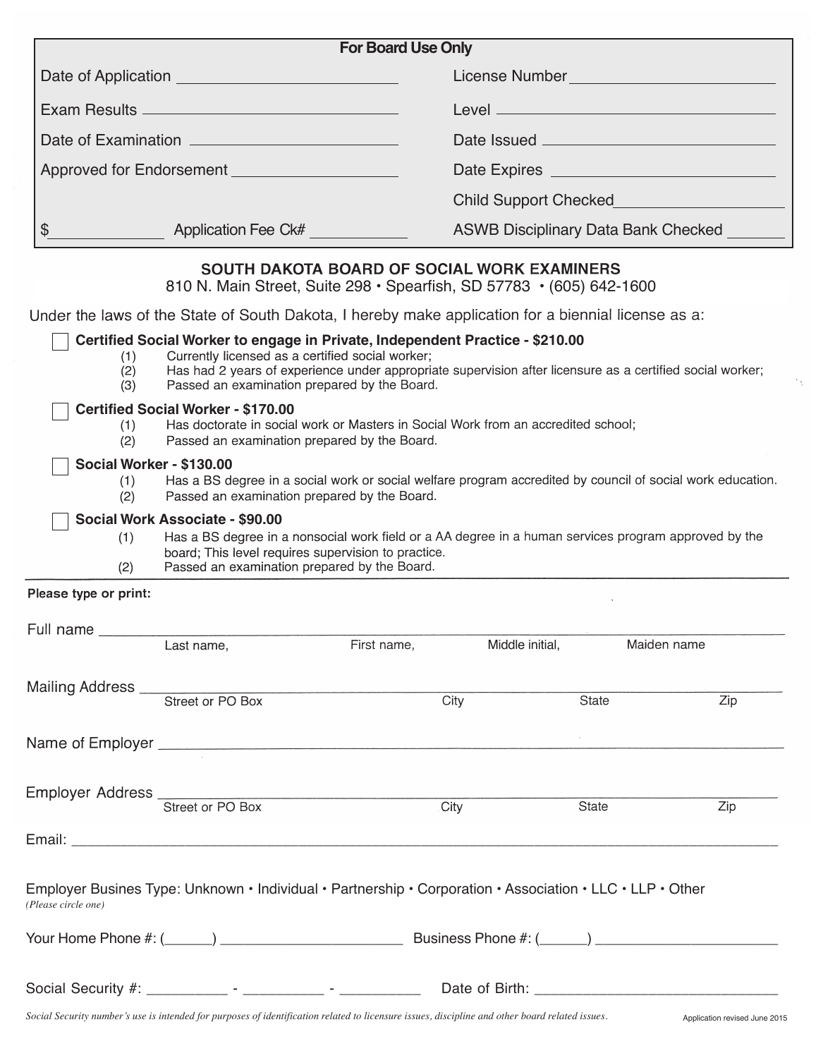| For Board Use Only | |
|---|---|
| Date of Application ________________ | License Number ________________ |
| Exam Results ________________ | Level ________________ |
| Date of Examination ________________ | Date Issued ________________ |
| Approved for Endorsement ________________ | Date Expires ________________ |
| | Child Support Checked ________________ |
| $__________ Application Fee Ck# __________ | ASWB Disciplinary Data Bank Checked ________ |

## SOUTH DAKOTA BOARD OF SOCIAL WORK EXAMINERS

810 N. Main Street, Suite 298 • Spearfish, SD 57783 • (605) 642-1600

Under the laws of the State of South Dakota, I hereby make application for a biennial license as a:

☐ **Certified Social Worker to engage in Private, Independent Practice - $210.00**
- (1) Currently licensed as a certified social worker;
- (2) Has had 2 years of experience under appropriate supervision after licensure as a certified social worker;
- (3) Passed an examination prepared by the Board.

☐ **Certified Social Worker - $170.00**
- (1) Has doctorate in social work or Masters in Social Work from an accredited school;
- (2) Passed an examination prepared by the Board.

☐ **Social Worker - $130.00**
- (1) Has a BS degree in a social work or social welfare program accredited by council of social work education.
- (2) Passed an examination prepared by the Board.

☐ **Social Work Associate - $90.00**
- (1) Has a BS degree in a nonsocial work field or a AA degree in a human services program approved by the board; This level requires supervision to practice.
- (2) Passed an examination prepared by the Board.

---

**Please type or print:**

Full name ______________________________________________________
Last name, First name, Middle initial, Maiden name

Mailing Address ______________________________________________________
Street or PO Box City State Zip

Name of Employer ______________________________________________________

Employer Address ______________________________________________________
Street or PO Box City State Zip

Email: ______________________________________________________

Employer Busines Type: Unknown • Individual • Partnership • Corporation • Association • LLC • LLP • Other
*(Please circle one)*

Your Home Phone #: (______) ____________________ Business Phone #: (______) ____________________

Social Security #: __________ - __________ - __________ Date of Birth: ____________________

*Social Security number's use is intended for purposes of identification related to licensure issues, discipline and other board related issues.*

Application revised June 2015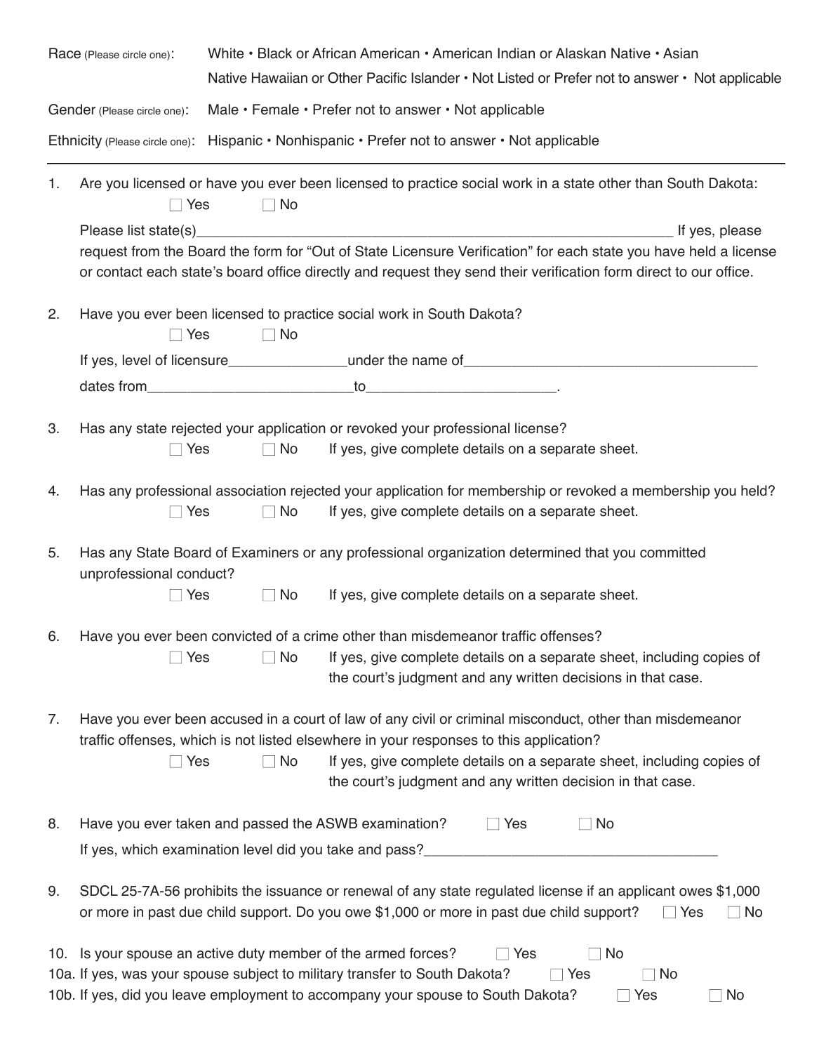Race (Please circle one): White • Black or African American • American Indian or Alaskan Native • Asian
Native Hawaiian or Other Pacific Islander • Not Listed or Prefer not to answer • Not applicable

Gender (Please circle one): Male • Female • Prefer not to answer • Not applicable

Ethnicity (Please circle one): Hispanic • Nonhispanic • Prefer not to answer • Not applicable

---

1. Are you licensed or have you ever been licensed to practice social work in a state other than South Dakota:
   ☐ Yes ☐ No

   Please list state(s)\_\_\_\_\_\_\_\_\_\_\_\_\_\_\_\_\_\_\_\_\_\_\_\_\_\_\_\_\_\_\_\_\_\_\_\_\_\_\_\_ If yes, please request from the Board the form for "Out of State Licensure Verification" for each state you have held a license or contact each state's board office directly and request they send their verification form direct to our office.

2. Have you ever been licensed to practice social work in South Dakota?
   ☐ Yes ☐ No

   If yes, level of licensure\_\_\_\_\_\_\_\_\_\_\_\_\_\_\_under the name of\_\_\_\_\_\_\_\_\_\_\_\_\_\_\_\_\_\_\_\_\_\_\_\_\_\_\_\_\_\_

   dates from\_\_\_\_\_\_\_\_\_\_\_\_\_\_\_\_\_\_\_\_\_to\_\_\_\_\_\_\_\_\_\_\_\_\_\_\_\_\_\_\_\_.

3. Has any state rejected your application or revoked your professional license?
   ☐ Yes ☐ No If yes, give complete details on a separate sheet.

4. Has any professional association rejected your application for membership or revoked a membership you held?
   ☐ Yes ☐ No If yes, give complete details on a separate sheet.

5. Has any State Board of Examiners or any professional organization determined that you committed unprofessional conduct?
   ☐ Yes ☐ No If yes, give complete details on a separate sheet.

6. Have you ever been convicted of a crime other than misdemeanor traffic offenses?
   ☐ Yes ☐ No If yes, give complete details on a separate sheet, including copies of the court's judgment and any written decisions in that case.

7. Have you ever been accused in a court of law of any civil or criminal misconduct, other than misdemeanor traffic offenses, which is not listed elsewhere in your responses to this application?
   ☐ Yes ☐ No If yes, give complete details on a separate sheet, including copies of the court's judgment and any written decision in that case.

8. Have you ever taken and passed the ASWB examination? ☐ Yes ☐ No

   If yes, which examination level did you take and pass?\_\_\_\_\_\_\_\_\_\_\_\_\_\_\_\_\_\_\_\_\_\_\_\_\_\_\_\_\_\_

9. SDCL 25-7A-56 prohibits the issuance or renewal of any state regulated license if an applicant owes $1,000 or more in past due child support. Do you owe $1,000 or more in past due child support? ☐ Yes ☐ No

10. Is your spouse an active duty member of the armed forces? ☐ Yes ☐ No

10a. If yes, was your spouse subject to military transfer to South Dakota? ☐ Yes ☐ No

10b. If yes, did you leave employment to accompany your spouse to South Dakota? ☐ Yes ☐ No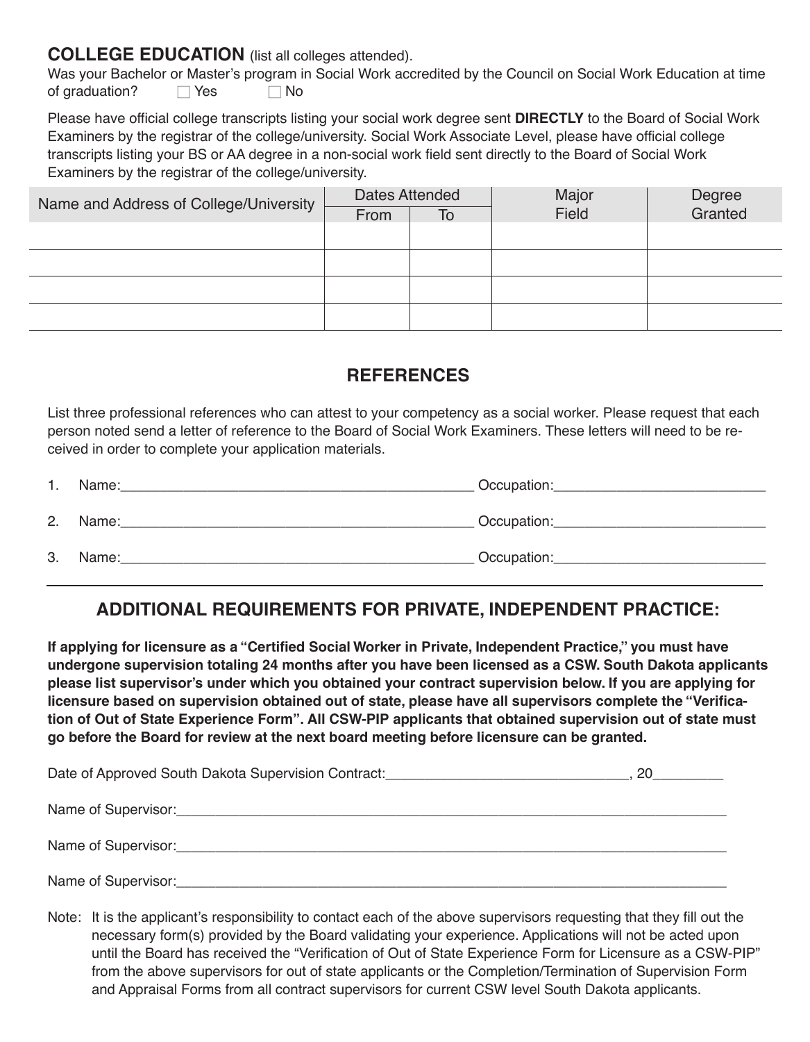## COLLEGE EDUCATION (list all colleges attended).

Was your Bachelor or Master's program in Social Work accredited by the Council on Social Work Education at time of graduation? ☐ Yes ☐ No

Please have official college transcripts listing your social work degree sent **DIRECTLY** to the Board of Social Work Examiners by the registrar of the college/university. Social Work Associate Level, please have official college transcripts listing your BS or AA degree in a non-social work field sent directly to the Board of Social Work Examiners by the registrar of the college/university.

| Name and Address of College/University | Dates Attended | | Major Field | Degree Granted |
|---|---|---|---|---|
| | From | To | | |
| | | | | |
| | | | | |
| | | | | |
| | | | | |

## REFERENCES

List three professional references who can attest to your competency as a social worker. Please request that each person noted send a letter of reference to the Board of Social Work Examiners. These letters will need to be received in order to complete your application materials.

1. Name:_______________________________________________ Occupation:___________________________
2. Name:_______________________________________________ Occupation:___________________________
3. Name:_______________________________________________ Occupation:___________________________

## ADDITIONAL REQUIREMENTS FOR PRIVATE, INDEPENDENT PRACTICE:

**If applying for licensure as a "Certified Social Worker in Private, Independent Practice," you must have undergone supervision totaling 24 months after you have been licensed as a CSW. South Dakota applicants please list supervisor's under which you obtained your contract supervision below. If you are applying for licensure based on supervision obtained out of state, please have all supervisors complete the "Verification of Out of State Experience Form". All CSW-PIP applicants that obtained supervision out of state must go before the Board for review at the next board meeting before licensure can be granted.**

Date of Approved South Dakota Supervision Contract:_______________________________, 20_________

Name of Supervisor:___________________________________________________________________________

Name of Supervisor:___________________________________________________________________________

Name of Supervisor:___________________________________________________________________________

Note: It is the applicant's responsibility to contact each of the above supervisors requesting that they fill out the necessary form(s) provided by the Board validating your experience. Applications will not be acted upon until the Board has received the "Verification of Out of State Experience Form for Licensure as a CSW-PIP" from the above supervisors for out of state applicants or the Completion/Termination of Supervision Form and Appraisal Forms from all contract supervisors for current CSW level South Dakota applicants.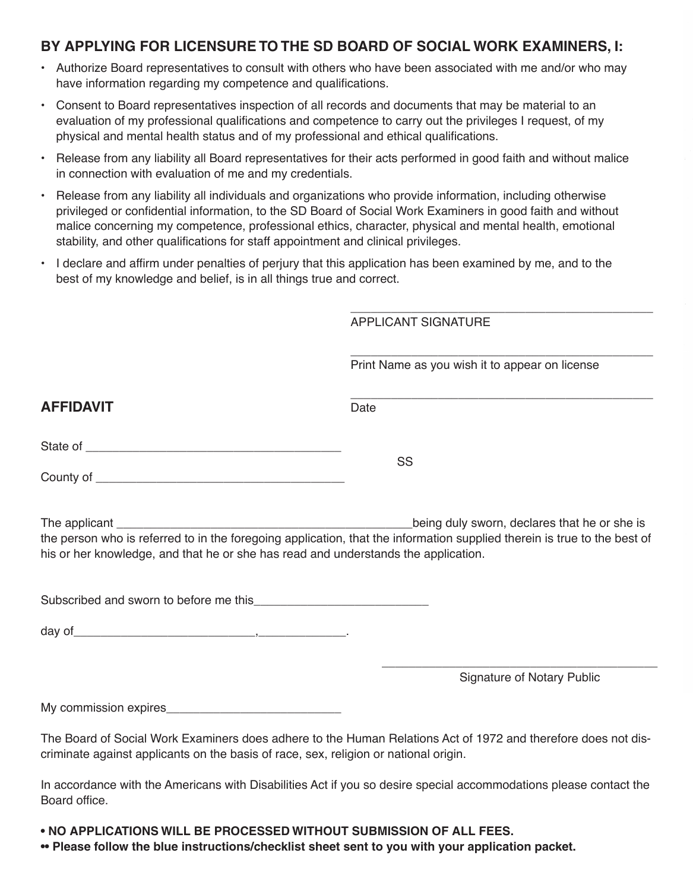## BY APPLYING FOR LICENSURE TO THE SD BOARD OF SOCIAL WORK EXAMINERS, I:

- Authorize Board representatives to consult with others who have been associated with me and/or who may have information regarding my competence and qualifications.
- Consent to Board representatives inspection of all records and documents that may be material to an evaluation of my professional qualifications and competence to carry out the privileges I request, of my physical and mental health status and of my professional and ethical qualifications.
- Release from any liability all Board representatives for their acts performed in good faith and without malice in connection with evaluation of me and my credentials.
- Release from any liability all individuals and organizations who provide information, including otherwise privileged or confidential information, to the SD Board of Social Work Examiners in good faith and without malice concerning my competence, professional ethics, character, physical and mental health, emotional stability, and other qualifications for staff appointment and clinical privileges.
- I declare and affirm under penalties of perjury that this application has been examined by me, and to the best of my knowledge and belief, is in all things true and correct.

_______________________________________________
APPLICANT SIGNATURE

_______________________________________________
Print Name as you wish it to appear on license

_______________________________________________
Date

## AFFIDAVIT

State of ______________________________________

SS

County of ______________________________________

The applicant _____________________________________________being duly sworn, declares that he or she is the person who is referred to in the foregoing application, that the information supplied therein is true to the best of his or her knowledge, and that he or she has read and understands the application.

Subscribed and sworn to before me this__________________________

day of__________________________,_____________.

__________________________________________
Signature of Notary Public

My commission expires__________________________

The Board of Social Work Examiners does adhere to the Human Relations Act of 1972 and therefore does not discriminate against applicants on the basis of race, sex, religion or national origin.

In accordance with the Americans with Disabilities Act if you so desire special accommodations please contact the Board office.

**• NO APPLICATIONS WILL BE PROCESSED WITHOUT SUBMISSION OF ALL FEES.**
**•• Please follow the blue instructions/checklist sheet sent to you with your application packet.**